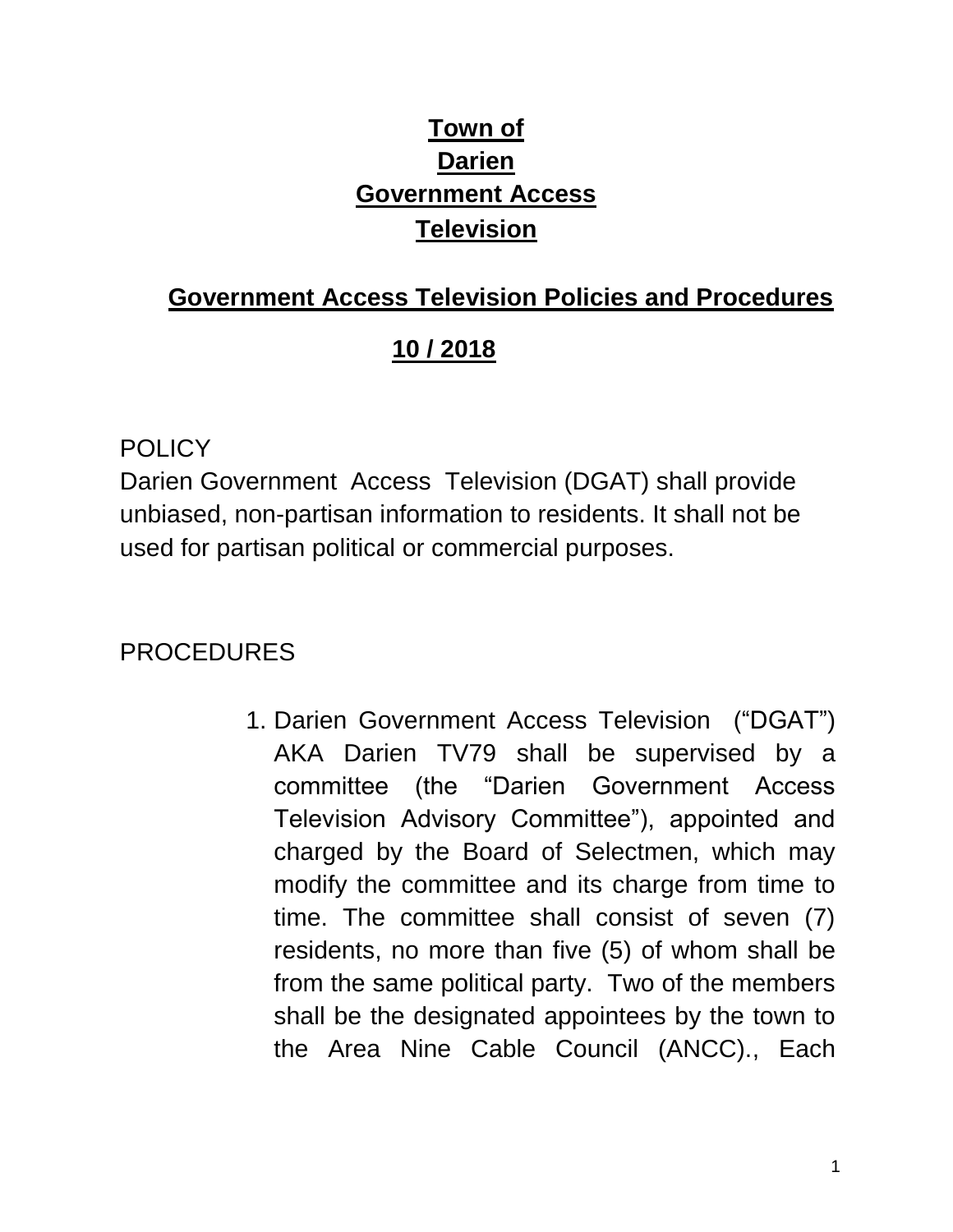# Town of Darien Government Access Television

## Government Access Television Policies and Procedures

## 10 / 2018

POLICY

Darien Government Access Television (DGAT) shall provide unbiased, non-partisan information to residents. It shall not be used for partisan political or commercial purposes.

PROCEDURES

1. Darien Government Access Television ("DGAT") AKA Darien TV79 shall be supervised by a committee (the "Darien Government Access Television Advisory Committee"), appointed and charged by the Board of Selectmen, which may modify the committee and its charge from time to time. The committee shall consist of seven (7) residents, no more than five (5) of whom shall be from the same political party. Two of the members shall be the designated appointees by the town to the Area Nine Cable Council (ANCC)., Each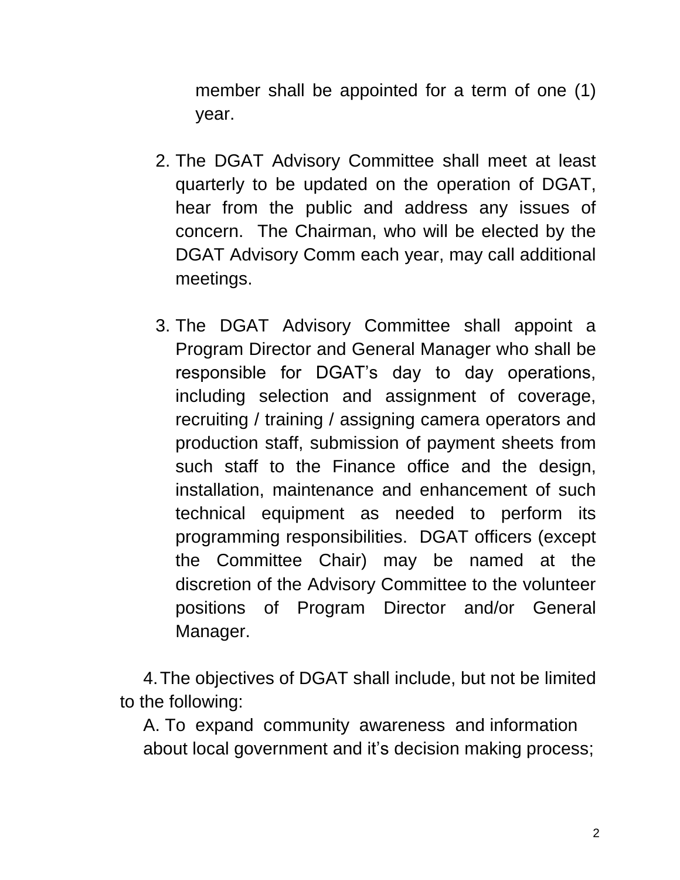member shall be appointed for a term of one (1) year.

2. The DGAT Advisory Committee shall meet at least quarterly to be updated on the operation of DGAT, hear from the public and address any issues of concern. The Chairman, who will be elected by the DGAT Advisory Comm each year, may call additional meetings.

3. The DGAT Advisory Committee shall appoint a Program Director and General Manager who shall be responsible for DGAT's day to day operations, including selection and assignment of coverage, recruiting / training / assigning camera operators and production staff, submission of payment sheets from such staff to the Finance office and the design, installation, maintenance and enhancement of such technical equipment as needed to perform its programming responsibilities. DGAT officers (except the Committee Chair) may be named at the discretion of the Advisory Committee to the volunteer positions of Program Director and/or General Manager.

4. The objectives of DGAT shall include, but not be limited to the following:

A. To expand community awareness and information about local government and it's decision making process;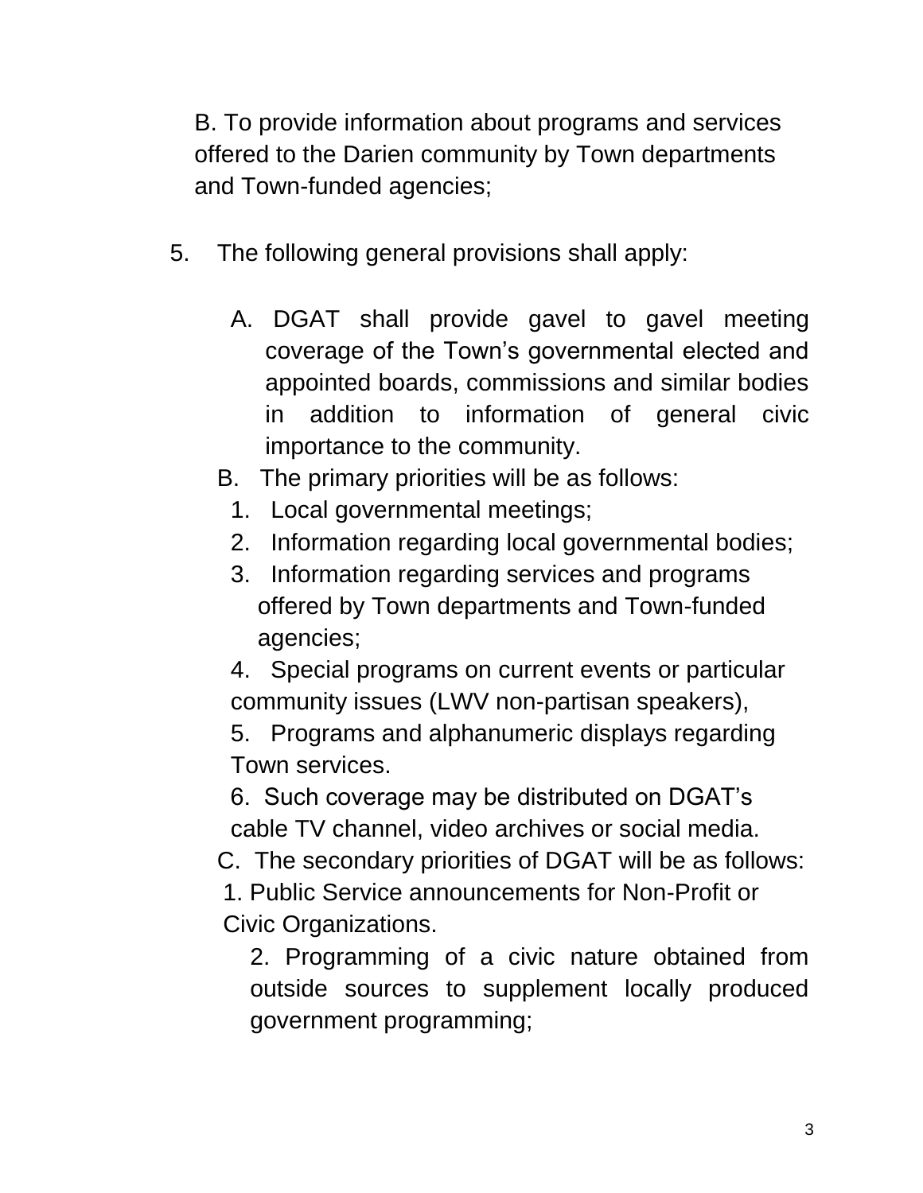B. To provide information about programs and services offered to the Darien community by Town departments and Town-funded agencies;

5. The following general provisions shall apply:

   A. DGAT shall provide gavel to gavel meeting coverage of the Town's governmental elected and appointed boards, commissions and similar bodies in addition to information of general civic importance to the community.

   B. The primary priorities will be as follows:

      1. Local governmental meetings;
      2. Information regarding local governmental bodies;
      3. Information regarding services and programs offered by Town departments and Town-funded agencies;
      4. Special programs on current events or particular community issues (LWV non-partisan speakers),
      5. Programs and alphanumeric displays regarding Town services.
      6. Such coverage may be distributed on DGAT's cable TV channel, video archives or social media.

   C. The secondary priorities of DGAT will be as follows:

      1. Public Service announcements for Non-Profit or Civic Organizations.
      2. Programming of a civic nature obtained from outside sources to supplement locally produced government programming;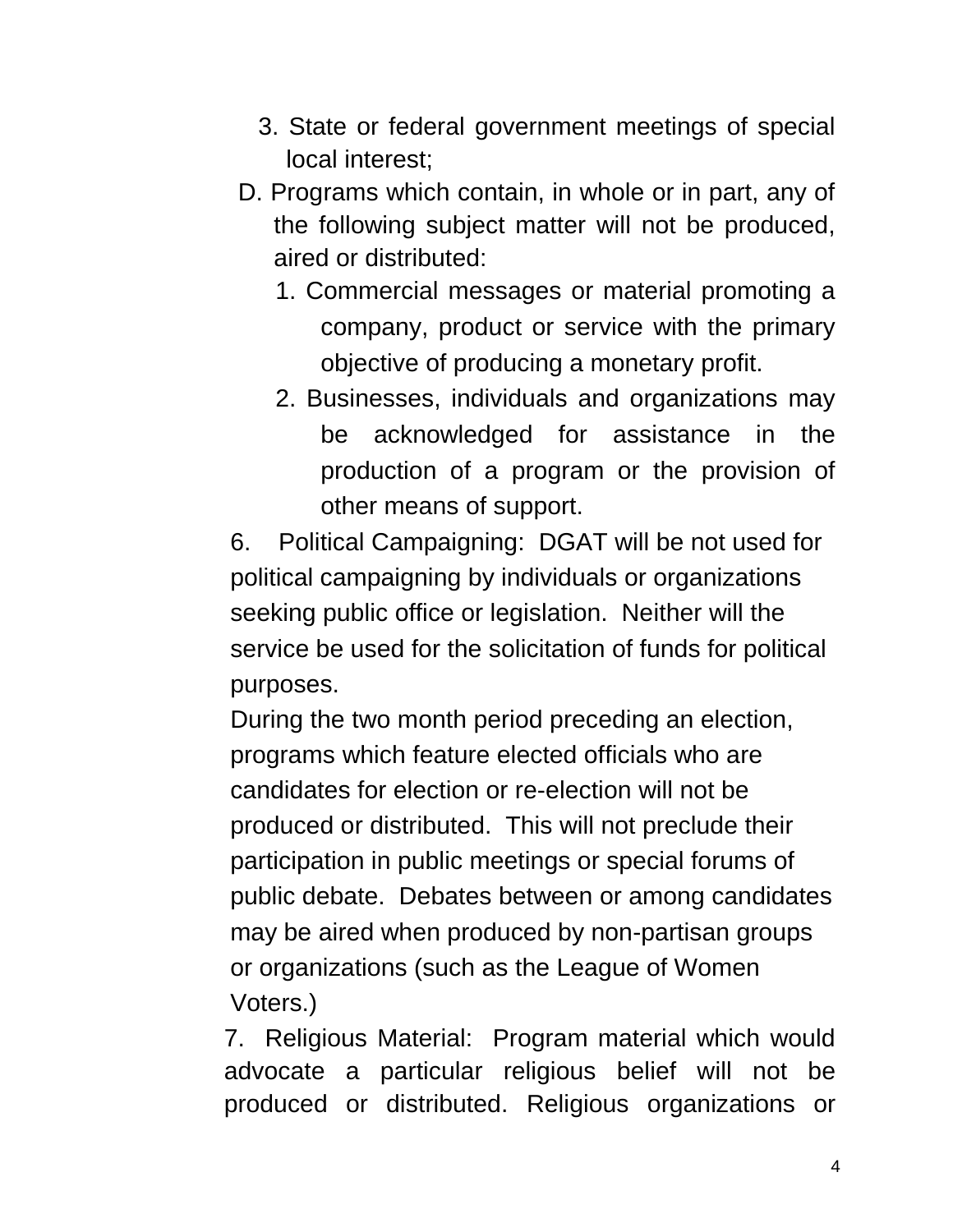3. State or federal government meetings of special local interest;

D. Programs which contain, in whole or in part, any of the following subject matter will not be produced, aired or distributed:

1. Commercial messages or material promoting a company, product or service with the primary objective of producing a monetary profit.
2. Businesses, individuals and organizations may be acknowledged for assistance in the production of a program or the provision of other means of support.

6. Political Campaigning: DGAT will be not used for political campaigning by individuals or organizations seeking public office or legislation. Neither will the service be used for the solicitation of funds for political purposes.

During the two month period preceding an election, programs which feature elected officials who are candidates for election or re-election will not be produced or distributed. This will not preclude their participation in public meetings or special forums of public debate. Debates between or among candidates may be aired when produced by non-partisan groups or organizations (such as the League of Women Voters.)

7. Religious Material: Program material which would advocate a particular religious belief will not be produced or distributed. Religious organizations or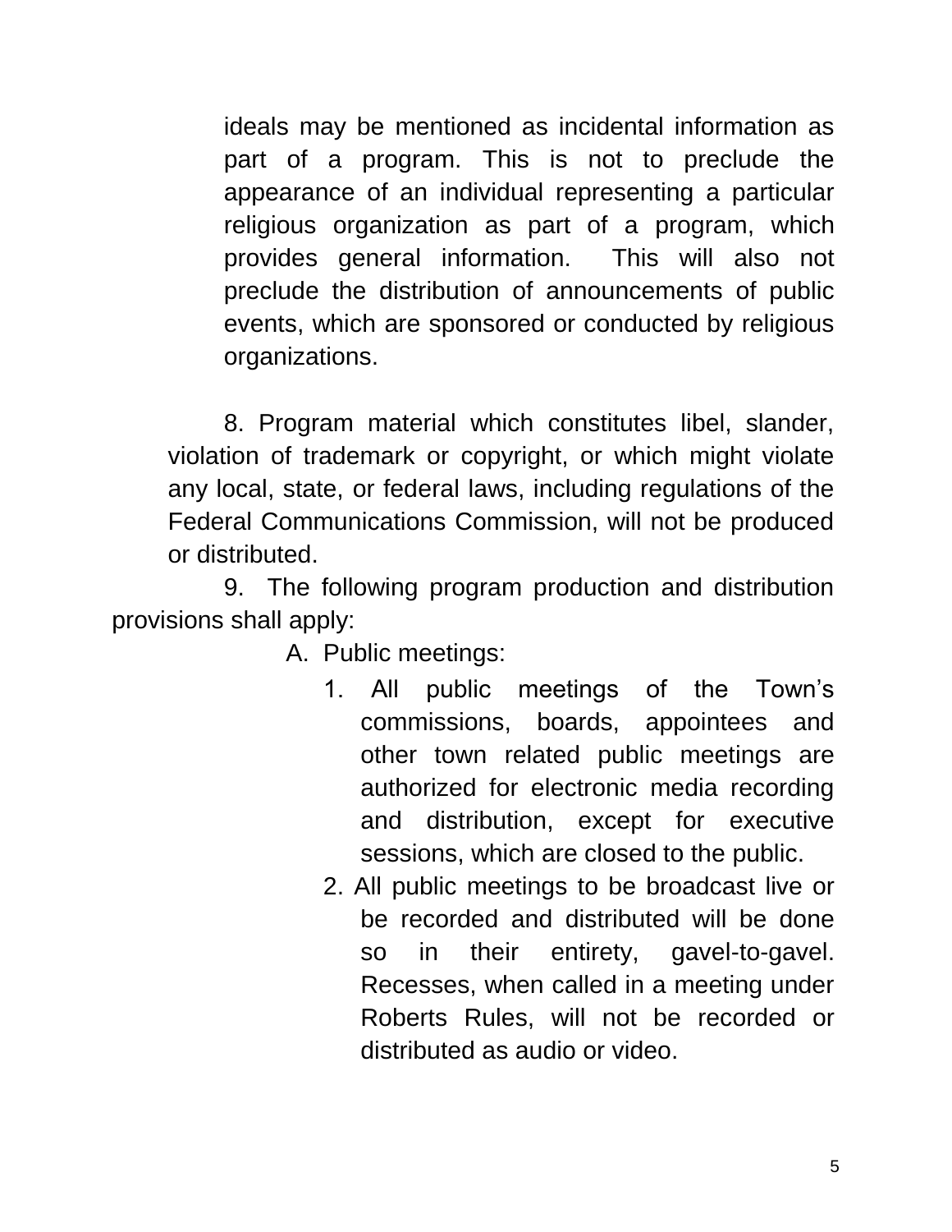ideals may be mentioned as incidental information as part of a program. This is not to preclude the appearance of an individual representing a particular religious organization as part of a program, which provides general information. This will also not preclude the distribution of announcements of public events, which are sponsored or conducted by religious organizations.

8. Program material which constitutes libel, slander, violation of trademark or copyright, or which might violate any local, state, or federal laws, including regulations of the Federal Communications Commission, will not be produced or distributed.

9. The following program production and distribution provisions shall apply:

A. Public meetings:

1. All public meetings of the Town's commissions, boards, appointees and other town related public meetings are authorized for electronic media recording and distribution, except for executive sessions, which are closed to the public.
2. All public meetings to be broadcast live or be recorded and distributed will be done so in their entirety, gavel-to-gavel. Recesses, when called in a meeting under Roberts Rules, will not be recorded or distributed as audio or video.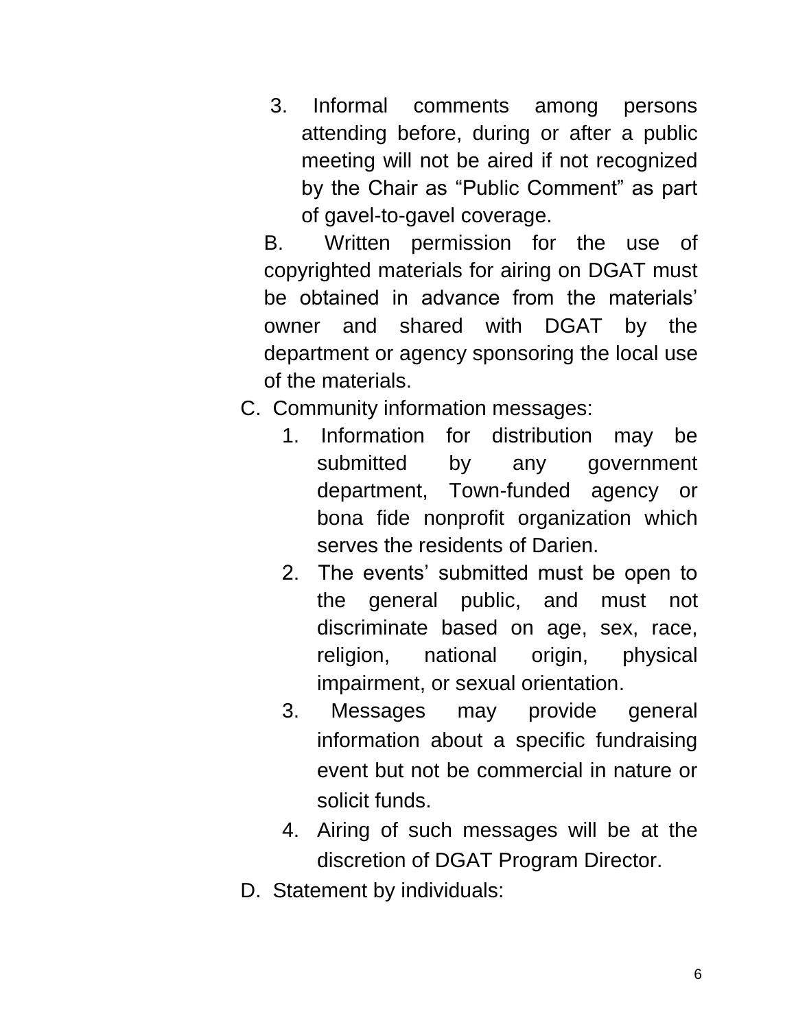3. Informal comments among persons attending before, during or after a public meeting will not be aired if not recognized by the Chair as "Public Comment" as part of gavel-to-gavel coverage.

B. Written permission for the use of copyrighted materials for airing on DGAT must be obtained in advance from the materials' owner and shared with DGAT by the department or agency sponsoring the local use of the materials.

C. Community information messages:

1. Information for distribution may be submitted by any government department, Town-funded agency or bona fide nonprofit organization which serves the residents of Darien.
2. The events' submitted must be open to the general public, and must not discriminate based on age, sex, race, religion, national origin, physical impairment, or sexual orientation.
3. Messages may provide general information about a specific fundraising event but not be commercial in nature or solicit funds.
4. Airing of such messages will be at the discretion of DGAT Program Director.

D. Statement by individuals: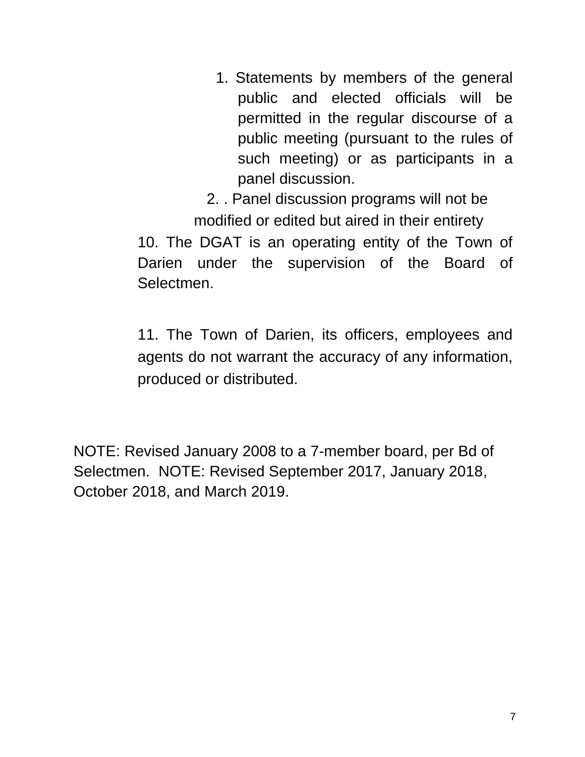1. Statements by members of the general public and elected officials will be permitted in the regular discourse of a public meeting (pursuant to the rules of such meeting) or as participants in a panel discussion.
2. . Panel discussion programs will not be modified or edited but aired in their entirety

10. The DGAT is an operating entity of the Town of Darien under the supervision of the Board of Selectmen.

11. The Town of Darien, its officers, employees and agents do not warrant the accuracy of any information, produced or distributed.

NOTE: Revised January 2008 to a 7-member board, per Bd of Selectmen. NOTE: Revised September 2017, January 2018, October 2018, and March 2019.